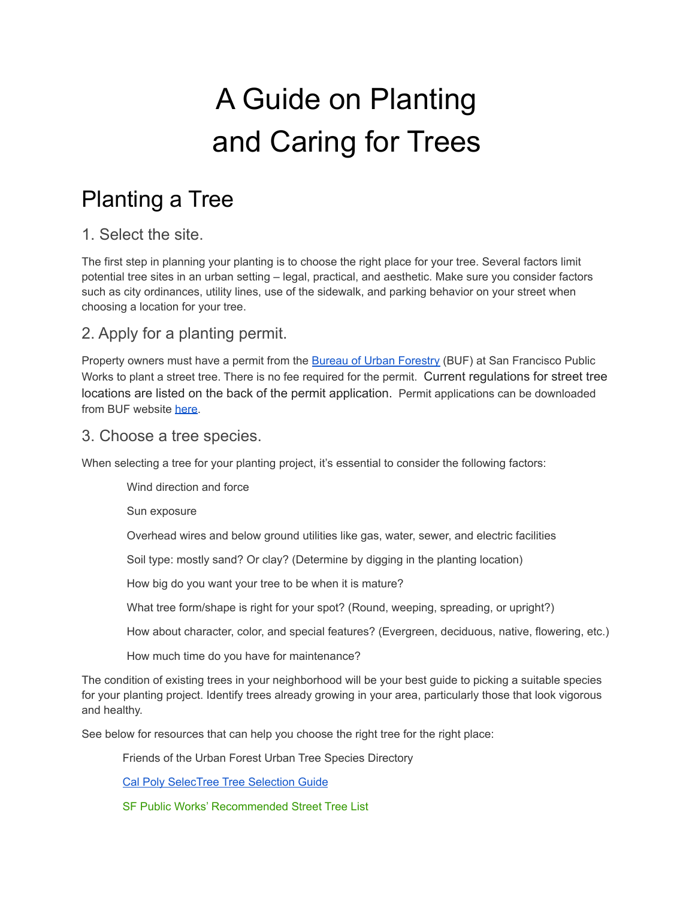# A Guide on Planting and Caring for Trees

## Planting a Tree

### 1. Select the site.

The first step in planning your planting is to choose the right place for your tree. Several factors limit potential tree sites in an urban setting – legal, practical, and aesthetic. Make sure you consider factors such as city ordinances, utility lines, use of the sidewalk, and parking behavior on your street when choosing a location for your tree.

### 2. Apply for a planting permit.

Property owners must have a permit from the Bureau of Urban Forestry (BUF) at San Francisco Public Works to plant a street tree. There is no fee required for the permit. Current regulations for street tree locations are listed on the back of the permit application. Permit applications can be downloaded from BUF website here.

### 3. Choose a tree species.

When selecting a tree for your planting project, it's essential to consider the following factors:

- Wind direction and force
- Sun exposure
- Overhead wires and below ground utilities like gas, water, sewer, and electric facilities
- Soil type: mostly sand? Or clay? (Determine by digging in the planting location)
- How big do you want your tree to be when it is mature?
- What tree form/shape is right for your spot? (Round, weeping, spreading, or upright?)
- How about character, color, and special features? (Evergreen, deciduous, native, flowering, etc.)
- How much time do you have for maintenance?

The condition of existing trees in your neighborhood will be your best guide to picking a suitable species for your planting project. Identify trees already growing in your area, particularly those that look vigorous and healthy.

See below for resources that can help you choose the right tree for the right place:

- Friends of the Urban Forest Urban Tree Species Directory
- Cal Poly SelecTree Tree Selection Guide
- SF Public Works' Recommended Street Tree List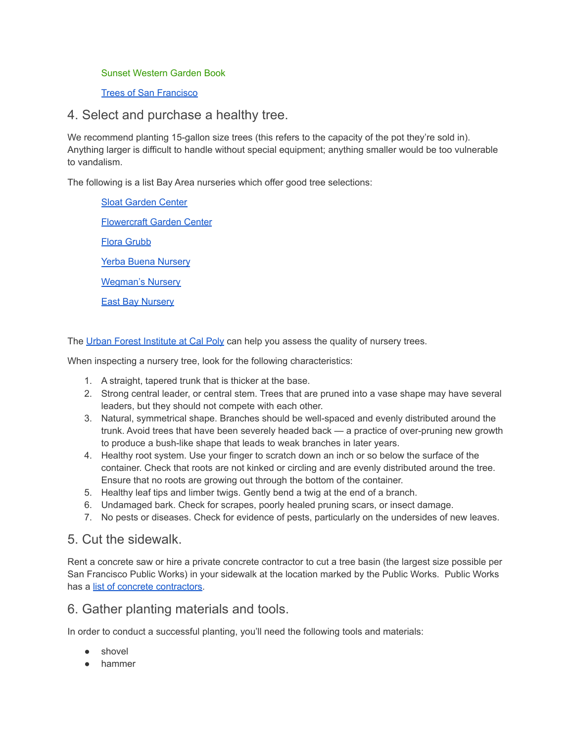Sunset Western Garden Book

[Trees of San Francisco]

## 4. Select and purchase a healthy tree.

We recommend planting 15-gallon size trees (this refers to the capacity of the pot they're sold in). Anything larger is difficult to handle without special equipment; anything smaller would be too vulnerable to vandalism.

The following is a list Bay Area nurseries which offer good tree selections:

[Sloat Garden Center]

[Flowercraft Garden Center]

[Flora Grubb]

[Yerba Buena Nursery]

[Wegman's Nursery]

[East Bay Nursery]

The [Urban Forest Institute at Cal Poly] can help you assess the quality of nursery trees.

When inspecting a nursery tree, look for the following characteristics:

1. A straight, tapered trunk that is thicker at the base.
2. Strong central leader, or central stem. Trees that are pruned into a vase shape may have several leaders, but they should not compete with each other.
3. Natural, symmetrical shape. Branches should be well-spaced and evenly distributed around the trunk. Avoid trees that have been severely headed back — a practice of over-pruning new growth to produce a bush-like shape that leads to weak branches in later years.
4. Healthy root system. Use your finger to scratch down an inch or so below the surface of the container. Check that roots are not kinked or circling and are evenly distributed around the tree. Ensure that no roots are growing out through the bottom of the container.
5. Healthy leaf tips and limber twigs. Gently bend a twig at the end of a branch.
6. Undamaged bark. Check for scrapes, poorly healed pruning scars, or insect damage.
7. No pests or diseases. Check for evidence of pests, particularly on the undersides of new leaves.

## 5. Cut the sidewalk.

Rent a concrete saw or hire a private concrete contractor to cut a tree basin (the largest size possible per San Francisco Public Works) in your sidewalk at the location marked by the Public Works. Public Works has a [list of concrete contractors].

## 6. Gather planting materials and tools.

In order to conduct a successful planting, you'll need the following tools and materials:

- shovel
- hammer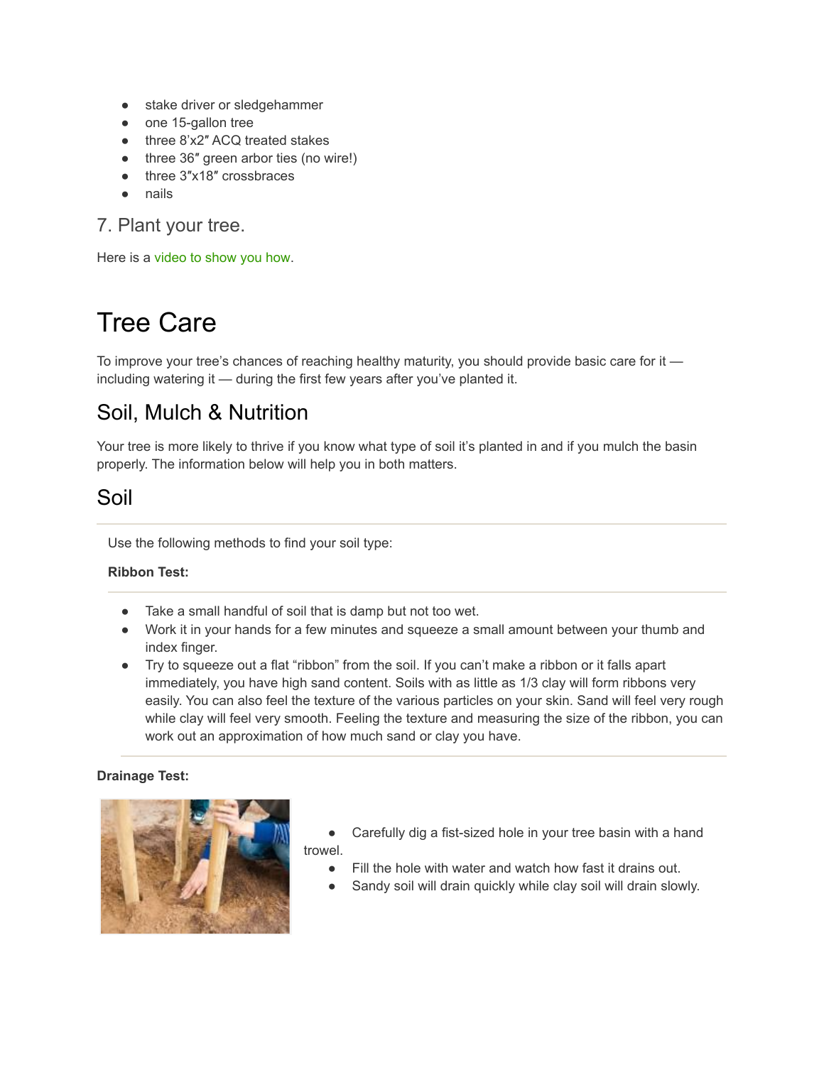- stake driver or sledgehammer
- one 15-gallon tree
- three 8'x2″ ACQ treated stakes
- three 36″ green arbor ties (no wire!)
- three 3″x18″ crossbraces
- nails

### 7. Plant your tree.

Here is a video to show you how.

# Tree Care

To improve your tree's chances of reaching healthy maturity, you should provide basic care for it — including watering it — during the first few years after you've planted it.

## Soil, Mulch & Nutrition

Your tree is more likely to thrive if you know what type of soil it's planted in and if you mulch the basin properly. The information below will help you in both matters.

## Soil

Use the following methods to find your soil type:

**Ribbon Test:**

- Take a small handful of soil that is damp but not too wet.
- Work it in your hands for a few minutes and squeeze a small amount between your thumb and index finger.
- Try to squeeze out a flat "ribbon" from the soil. If you can't make a ribbon or it falls apart immediately, you have high sand content. Soils with as little as 1/3 clay will form ribbons very easily. You can also feel the texture of the various particles on your skin. Sand will feel very rough while clay will feel very smooth. Feeling the texture and measuring the size of the ribbon, you can work out an approximation of how much sand or clay you have.

**Drainage Test:**

- Carefully dig a fist-sized hole in your tree basin with a hand trowel.
- Fill the hole with water and watch how fast it drains out.
- Sandy soil will drain quickly while clay soil will drain slowly.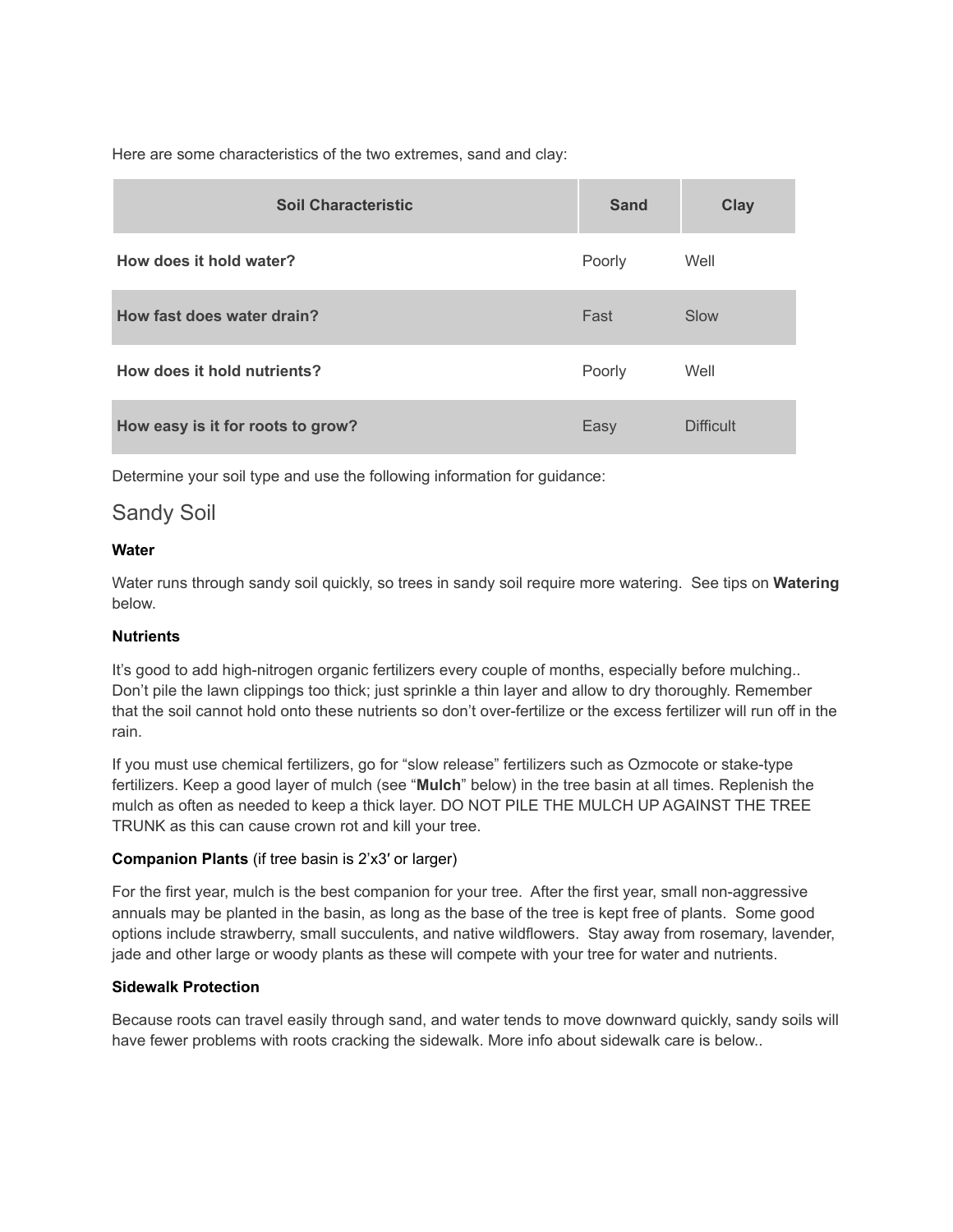Here are some characteristics of the two extremes, sand and clay:

| Soil Characteristic | Sand | Clay |
|---|---|---|
| **How does it hold water?** | Poorly | Well |
| **How fast does water drain?** | Fast | Slow |
| **How does it hold nutrients?** | Poorly | Well |
| **How easy is it for roots to grow?** | Easy | Difficult |

Determine your soil type and use the following information for guidance:

## Sandy Soil

**Water**

Water runs through sandy soil quickly, so trees in sandy soil require more watering. See tips on **Watering** below.

**Nutrients**

It's good to add high-nitrogen organic fertilizers every couple of months, especially before mulching.. Don't pile the lawn clippings too thick; just sprinkle a thin layer and allow to dry thoroughly. Remember that the soil cannot hold onto these nutrients so don't over-fertilize or the excess fertilizer will run off in the rain.

If you must use chemical fertilizers, go for "slow release" fertilizers such as Ozmocote or stake-type fertilizers. Keep a good layer of mulch (see "**Mulch**" below) in the tree basin at all times. Replenish the mulch as often as needed to keep a thick layer. DO NOT PILE THE MULCH UP AGAINST THE TREE TRUNK as this can cause crown rot and kill your tree.

**Companion Plants** (if tree basin is 2'x3′ or larger)

For the first year, mulch is the best companion for your tree. After the first year, small non-aggressive annuals may be planted in the basin, as long as the base of the tree is kept free of plants. Some good options include strawberry, small succulents, and native wildflowers. Stay away from rosemary, lavender, jade and other large or woody plants as these will compete with your tree for water and nutrients.

**Sidewalk Protection**

Because roots can travel easily through sand, and water tends to move downward quickly, sandy soils will have fewer problems with roots cracking the sidewalk. More info about sidewalk care is below..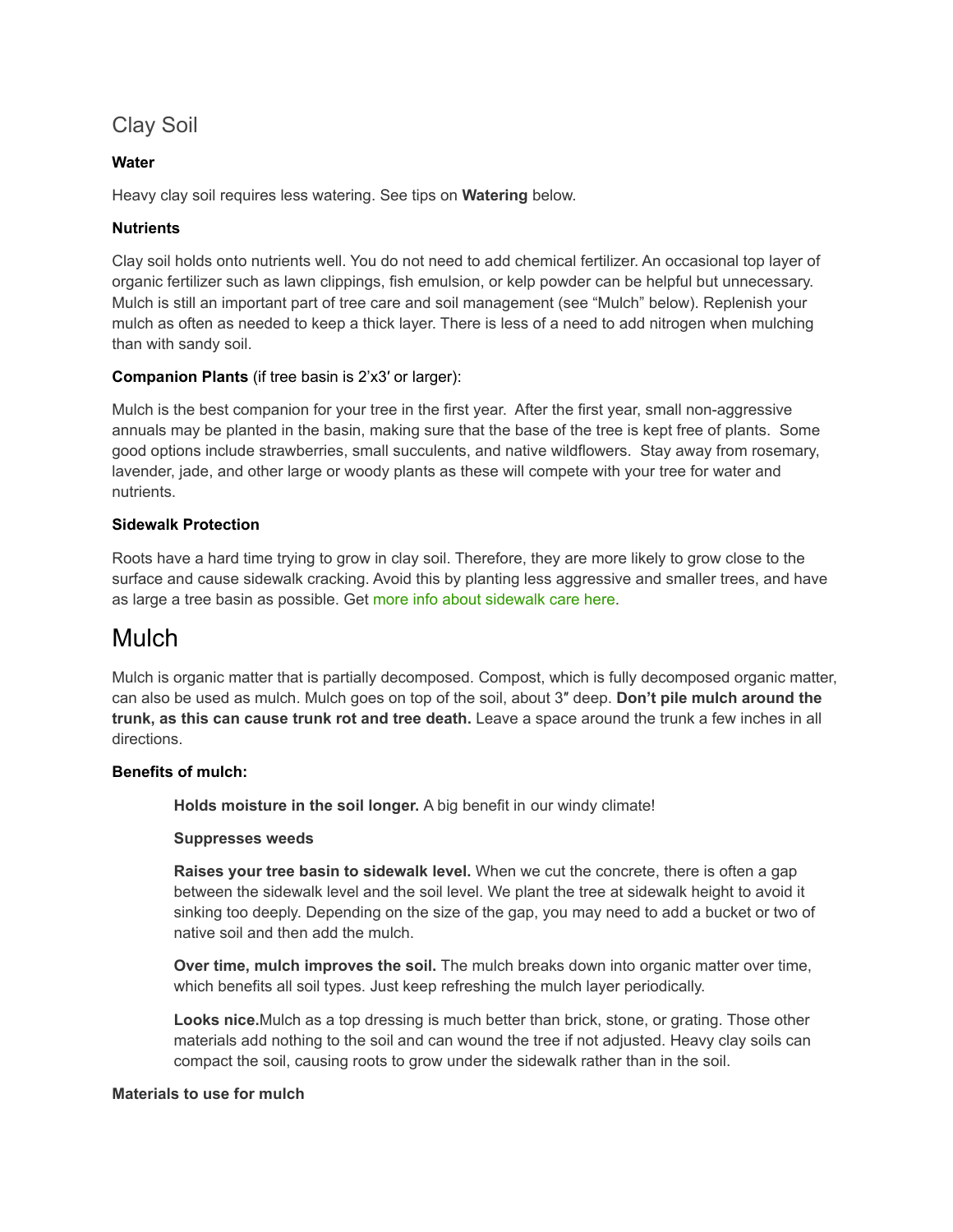## Clay Soil

**Water**

Heavy clay soil requires less watering. See tips on **Watering** below.

**Nutrients**

Clay soil holds onto nutrients well. You do not need to add chemical fertilizer. An occasional top layer of organic fertilizer such as lawn clippings, fish emulsion, or kelp powder can be helpful but unnecessary. Mulch is still an important part of tree care and soil management (see "Mulch" below). Replenish your mulch as often as needed to keep a thick layer. There is less of a need to add nitrogen when mulching than with sandy soil.

**Companion Plants** (if tree basin is 2'x3′ or larger):

Mulch is the best companion for your tree in the first year. After the first year, small non-aggressive annuals may be planted in the basin, making sure that the base of the tree is kept free of plants. Some good options include strawberries, small succulents, and native wildflowers. Stay away from rosemary, lavender, jade, and other large or woody plants as these will compete with your tree for water and nutrients.

**Sidewalk Protection**

Roots have a hard time trying to grow in clay soil. Therefore, they are more likely to grow close to the surface and cause sidewalk cracking. Avoid this by planting less aggressive and smaller trees, and have as large a tree basin as possible. Get more info about sidewalk care here.

# Mulch

Mulch is organic matter that is partially decomposed. Compost, which is fully decomposed organic matter, can also be used as mulch. Mulch goes on top of the soil, about 3″ deep. **Don't pile mulch around the trunk, as this can cause trunk rot and tree death.** Leave a space around the trunk a few inches in all directions.

**Benefits of mulch:**

> **Holds moisture in the soil longer.** A big benefit in our windy climate!
>
> **Suppresses weeds**
>
> **Raises your tree basin to sidewalk level.** When we cut the concrete, there is often a gap between the sidewalk level and the soil level. We plant the tree at sidewalk height to avoid it sinking too deeply. Depending on the size of the gap, you may need to add a bucket or two of native soil and then add the mulch.
>
> **Over time, mulch improves the soil.** The mulch breaks down into organic matter over time, which benefits all soil types. Just keep refreshing the mulch layer periodically.
>
> **Looks nice.**Mulch as a top dressing is much better than brick, stone, or grating. Those other materials add nothing to the soil and can wound the tree if not adjusted. Heavy clay soils can compact the soil, causing roots to grow under the sidewalk rather than in the soil.

**Materials to use for mulch**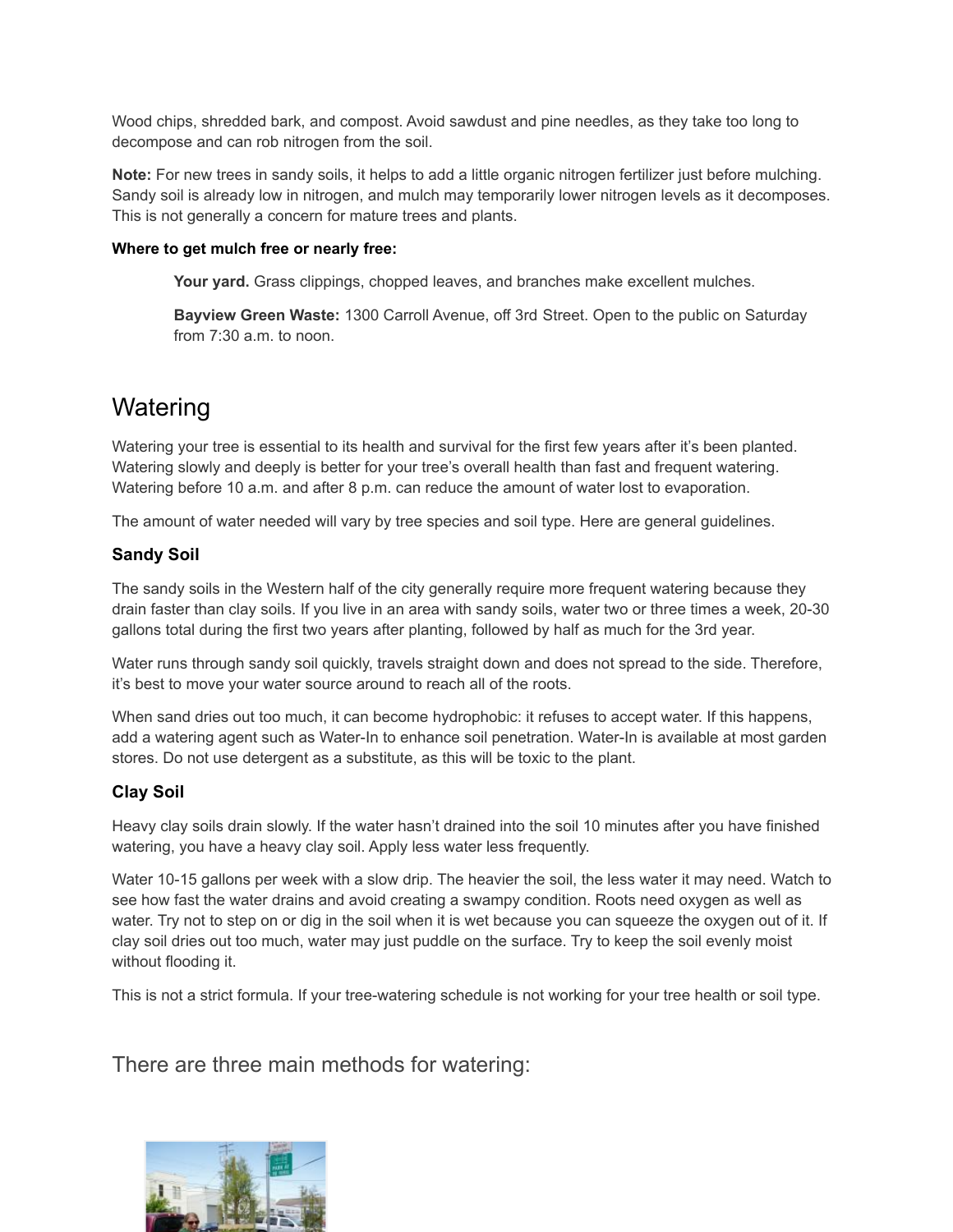Wood chips, shredded bark, and compost. Avoid sawdust and pine needles, as they take too long to decompose and can rob nitrogen from the soil.

**Note:** For new trees in sandy soils, it helps to add a little organic nitrogen fertilizer just before mulching. Sandy soil is already low in nitrogen, and mulch may temporarily lower nitrogen levels as it decomposes. This is not generally a concern for mature trees and plants.

**Where to get mulch free or nearly free:**

> **Your yard.** Grass clippings, chopped leaves, and branches make excellent mulches.
>
> **Bayview Green Waste:** 1300 Carroll Avenue, off 3rd Street. Open to the public on Saturday from 7:30 a.m. to noon.

# Watering

Watering your tree is essential to its health and survival for the first few years after it's been planted. Watering slowly and deeply is better for your tree's overall health than fast and frequent watering. Watering before 10 a.m. and after 8 p.m. can reduce the amount of water lost to evaporation.

The amount of water needed will vary by tree species and soil type. Here are general guidelines.

### Sandy Soil

The sandy soils in the Western half of the city generally require more frequent watering because they drain faster than clay soils. If you live in an area with sandy soils, water two or three times a week, 20-30 gallons total during the first two years after planting, followed by half as much for the 3rd year.

Water runs through sandy soil quickly, travels straight down and does not spread to the side. Therefore, it's best to move your water source around to reach all of the roots.

When sand dries out too much, it can become hydrophobic: it refuses to accept water. If this happens, add a watering agent such as Water-In to enhance soil penetration. Water-In is available at most garden stores. Do not use detergent as a substitute, as this will be toxic to the plant.

### Clay Soil

Heavy clay soils drain slowly. If the water hasn't drained into the soil 10 minutes after you have finished watering, you have a heavy clay soil. Apply less water less frequently.

Water 10-15 gallons per week with a slow drip. The heavier the soil, the less water it may need. Watch to see how fast the water drains and avoid creating a swampy condition. Roots need oxygen as well as water. Try not to step on or dig in the soil when it is wet because you can squeeze the oxygen out of it. If clay soil dries out too much, water may just puddle on the surface. Try to keep the soil evenly moist without flooding it.

This is not a strict formula. If your tree-watering schedule is not working for your tree health or soil type.

## There are three main methods for watering: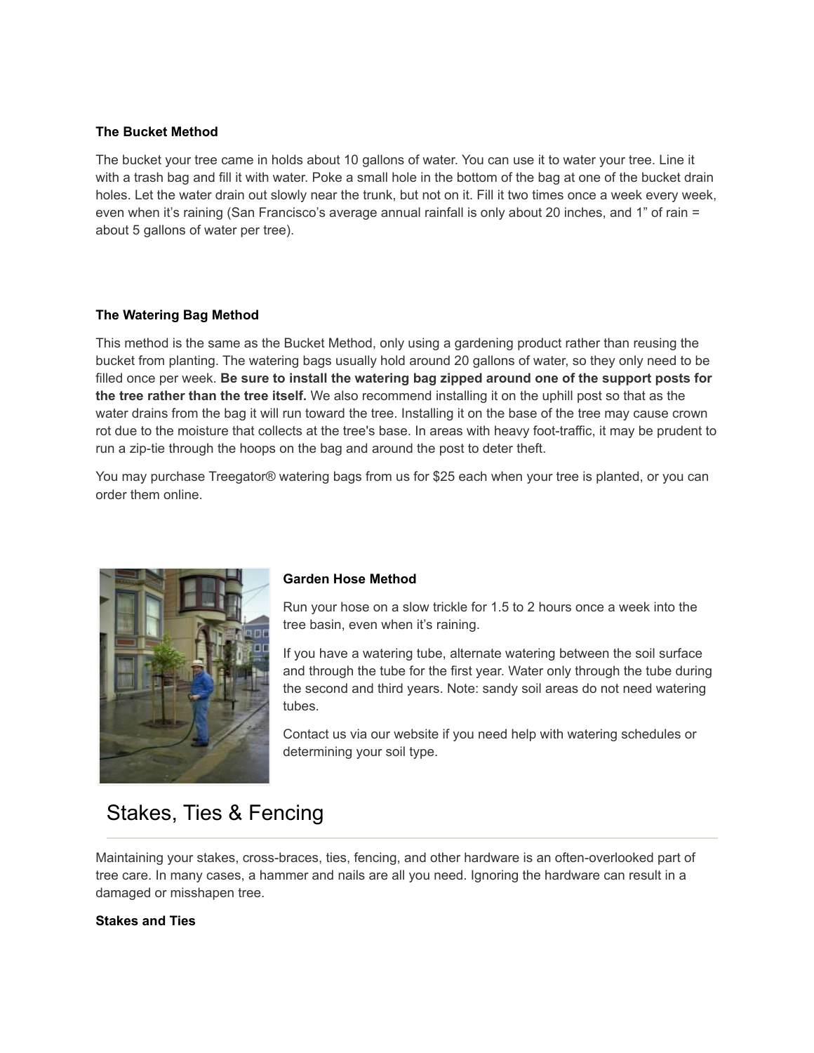**The Bucket Method**

The bucket your tree came in holds about 10 gallons of water. You can use it to water your tree. Line it with a trash bag and fill it with water. Poke a small hole in the bottom of the bag at one of the bucket drain holes. Let the water drain out slowly near the trunk, but not on it. Fill it two times once a week every week, even when it's raining (San Francisco's average annual rainfall is only about 20 inches, and 1" of rain = about 5 gallons of water per tree).

**The Watering Bag Method**

This method is the same as the Bucket Method, only using a gardening product rather than reusing the bucket from planting. The watering bags usually hold around 20 gallons of water, so they only need to be filled once per week. **Be sure to install the watering bag zipped around one of the support posts for the tree rather than the tree itself.** We also recommend installing it on the uphill post so that as the water drains from the bag it will run toward the tree. Installing it on the base of the tree may cause crown rot due to the moisture that collects at the tree's base. In areas with heavy foot-traffic, it may be prudent to run a zip-tie through the hoops on the bag and around the post to deter theft.

You may purchase Treegator® watering bags from us for $25 each when your tree is planted, or you can order them online.

**Garden Hose Method**

Run your hose on a slow trickle for 1.5 to 2 hours once a week into the tree basin, even when it's raining.

If you have a watering tube, alternate watering between the soil surface and through the tube for the first year. Water only through the tube during the second and third years. Note: sandy soil areas do not need watering tubes.

Contact us via our website if you need help with watering schedules or determining your soil type.

## Stakes, Ties & Fencing

Maintaining your stakes, cross-braces, ties, fencing, and other hardware is an often-overlooked part of tree care. In many cases, a hammer and nails are all you need. Ignoring the hardware can result in a damaged or misshapen tree.

**Stakes and Ties**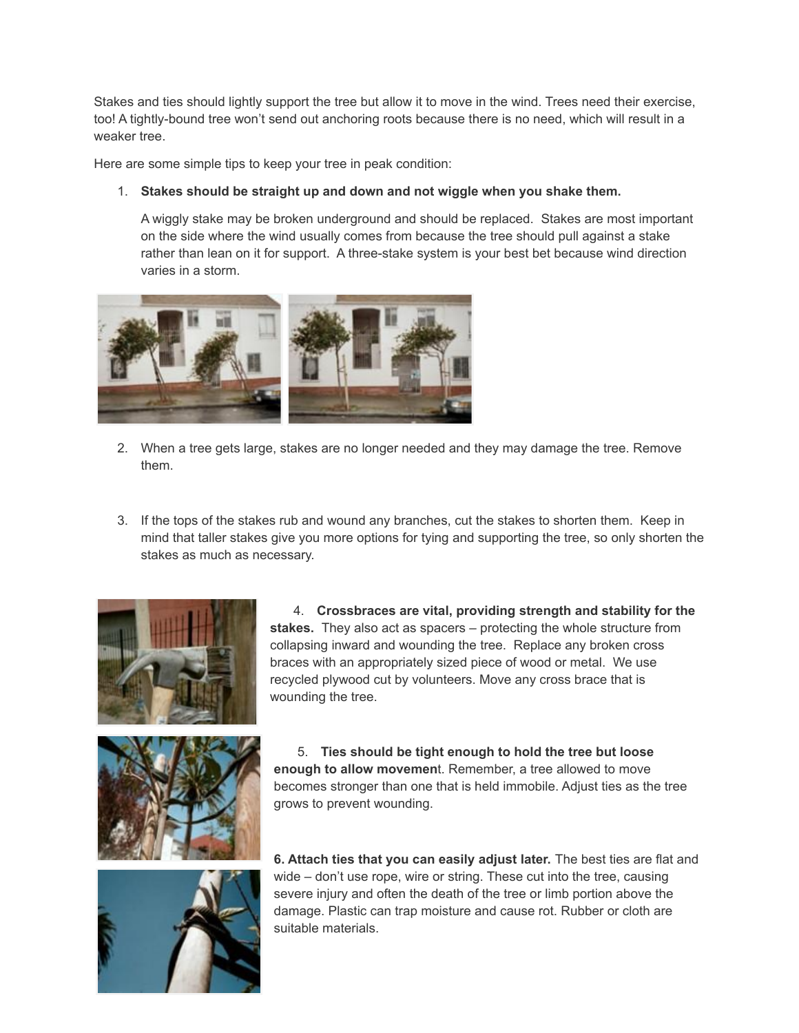Stakes and ties should lightly support the tree but allow it to move in the wind. Trees need their exercise, too! A tightly-bound tree won't send out anchoring roots because there is no need, which will result in a weaker tree.

Here are some simple tips to keep your tree in peak condition:

1. **Stakes should be straight up and down and not wiggle when you shake them.**

   A wiggly stake may be broken underground and should be replaced. Stakes are most important on the side where the wind usually comes from because the tree should pull against a stake rather than lean on it for support. A three-stake system is your best bet because wind direction varies in a storm.

2. When a tree gets large, stakes are no longer needed and they may damage the tree. Remove them.

3. If the tops of the stakes rub and wound any branches, cut the stakes to shorten them. Keep in mind that taller stakes give you more options for tying and supporting the tree, so only shorten the stakes as much as necessary.

4. **Crossbraces are vital, providing strength and stability for the stakes.** They also act as spacers – protecting the whole structure from collapsing inward and wounding the tree. Replace any broken cross braces with an appropriately sized piece of wood or metal. We use recycled plywood cut by volunteers. Move any cross brace that is wounding the tree.

5. **Ties should be tight enough to hold the tree but loose enough to allow movemen**t. Remember, a tree allowed to move becomes stronger than one that is held immobile. Adjust ties as the tree grows to prevent wounding.

**6. Attach ties that you can easily adjust later.** The best ties are flat and wide – don't use rope, wire or string. These cut into the tree, causing severe injury and often the death of the tree or limb portion above the damage. Plastic can trap moisture and cause rot. Rubber or cloth are suitable materials.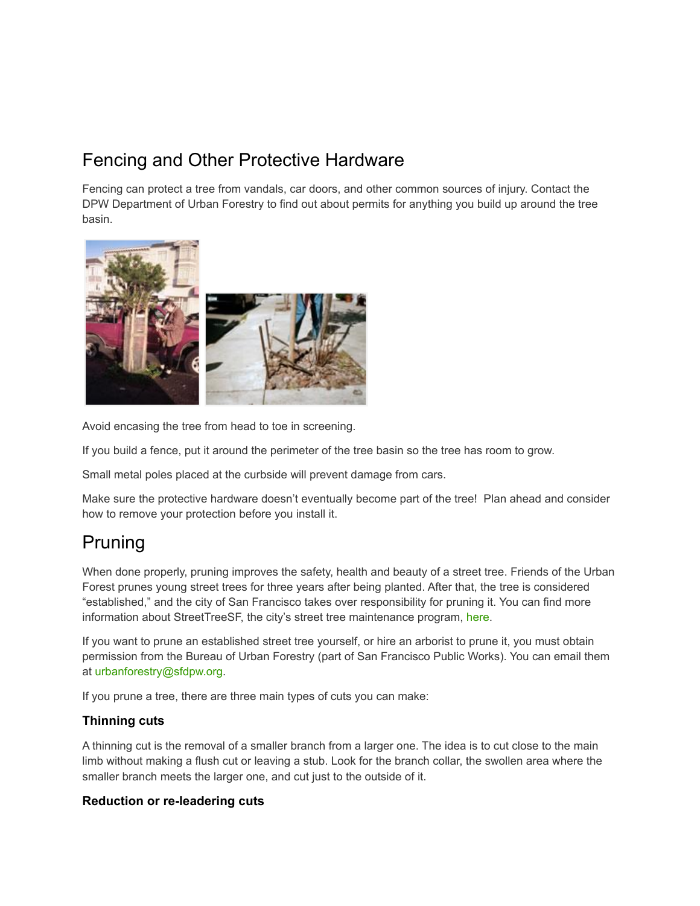## Fencing and Other Protective Hardware

Fencing can protect a tree from vandals, car doors, and other common sources of injury. Contact the DPW Department of Urban Forestry to find out about permits for anything you build up around the tree basin.

Avoid encasing the tree from head to toe in screening.

If you build a fence, put it around the perimeter of the tree basin so the tree has room to grow.

Small metal poles placed at the curbside will prevent damage from cars.

Make sure the protective hardware doesn't eventually become part of the tree! Plan ahead and consider how to remove your protection before you install it.

## Pruning

When done properly, pruning improves the safety, health and beauty of a street tree. Friends of the Urban Forest prunes young street trees for three years after being planted. After that, the tree is considered "established," and the city of San Francisco takes over responsibility for pruning it. You can find more information about StreetTreeSF, the city's street tree maintenance program, here.

If you want to prune an established street tree yourself, or hire an arborist to prune it, you must obtain permission from the Bureau of Urban Forestry (part of San Francisco Public Works). You can email them at urbanforestry@sfdpw.org.

If you prune a tree, there are three main types of cuts you can make:

### Thinning cuts

A thinning cut is the removal of a smaller branch from a larger one. The idea is to cut close to the main limb without making a flush cut or leaving a stub. Look for the branch collar, the swollen area where the smaller branch meets the larger one, and cut just to the outside of it.

### Reduction or re-leadering cuts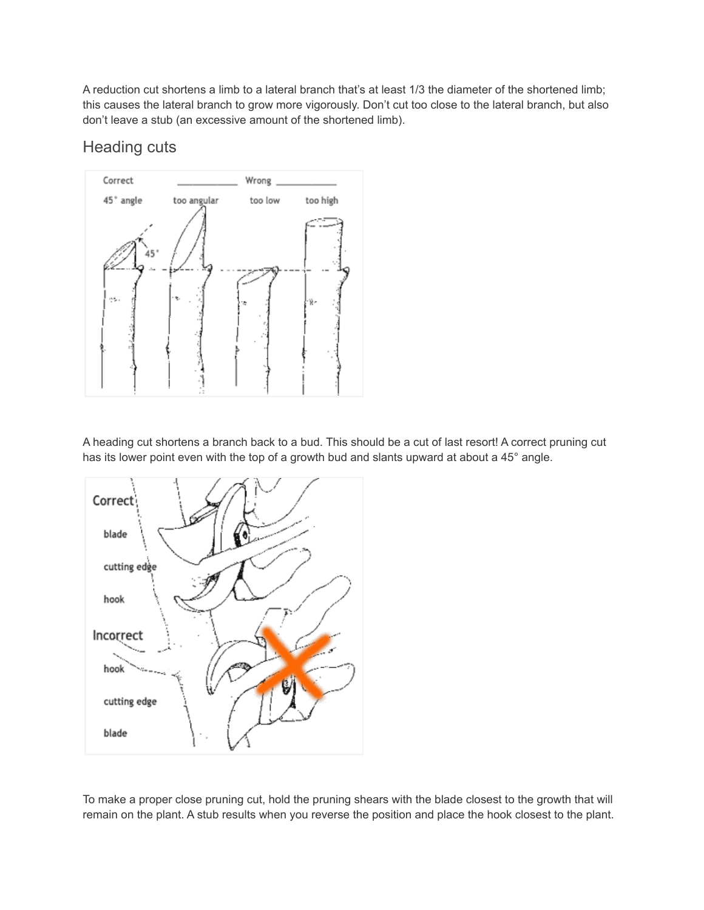A reduction cut shortens a limb to a lateral branch that's at least 1/3 the diameter of the shortened limb; this causes the lateral branch to grow more vigorously. Don't cut too close to the lateral branch, but also don't leave a stub (an excessive amount of the shortened limb).

## Heading cuts

A heading cut shortens a branch back to a bud. This should be a cut of last resort! A correct pruning cut has its lower point even with the top of a growth bud and slants upward at about a 45° angle.

To make a proper close pruning cut, hold the pruning shears with the blade closest to the growth that will remain on the plant. A stub results when you reverse the position and place the hook closest to the plant.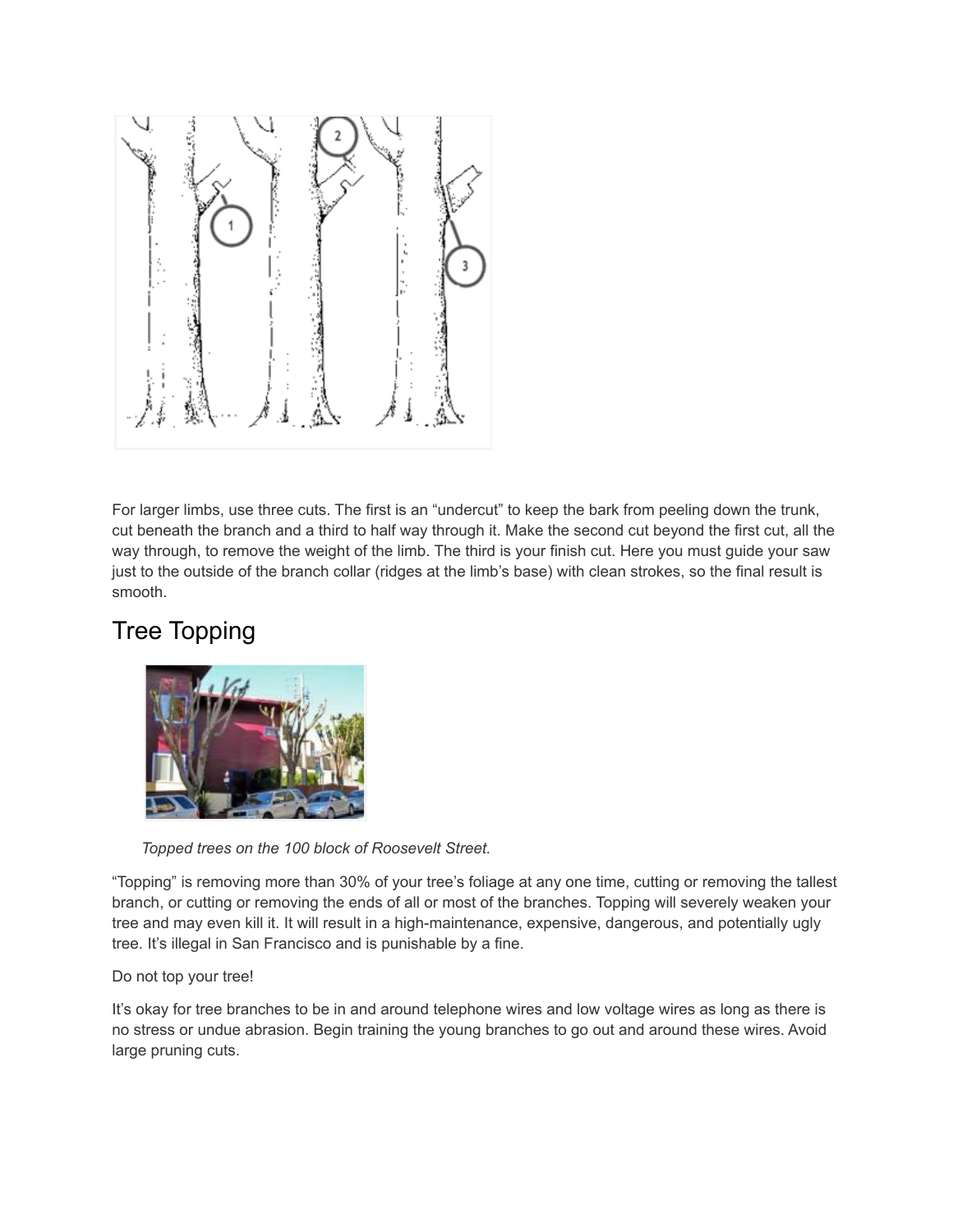For larger limbs, use three cuts. The first is an "undercut" to keep the bark from peeling down the trunk, cut beneath the branch and a third to half way through it. Make the second cut beyond the first cut, all the way through, to remove the weight of the limb. The third is your finish cut. Here you must guide your saw just to the outside of the branch collar (ridges at the limb's base) with clean strokes, so the final result is smooth.

## Tree Topping

*Topped trees on the 100 block of Roosevelt Street.*

"Topping" is removing more than 30% of your tree's foliage at any one time, cutting or removing the tallest branch, or cutting or removing the ends of all or most of the branches. Topping will severely weaken your tree and may even kill it. It will result in a high-maintenance, expensive, dangerous, and potentially ugly tree. It's illegal in San Francisco and is punishable by a fine.

Do not top your tree!

It's okay for tree branches to be in and around telephone wires and low voltage wires as long as there is no stress or undue abrasion. Begin training the young branches to go out and around these wires. Avoid large pruning cuts.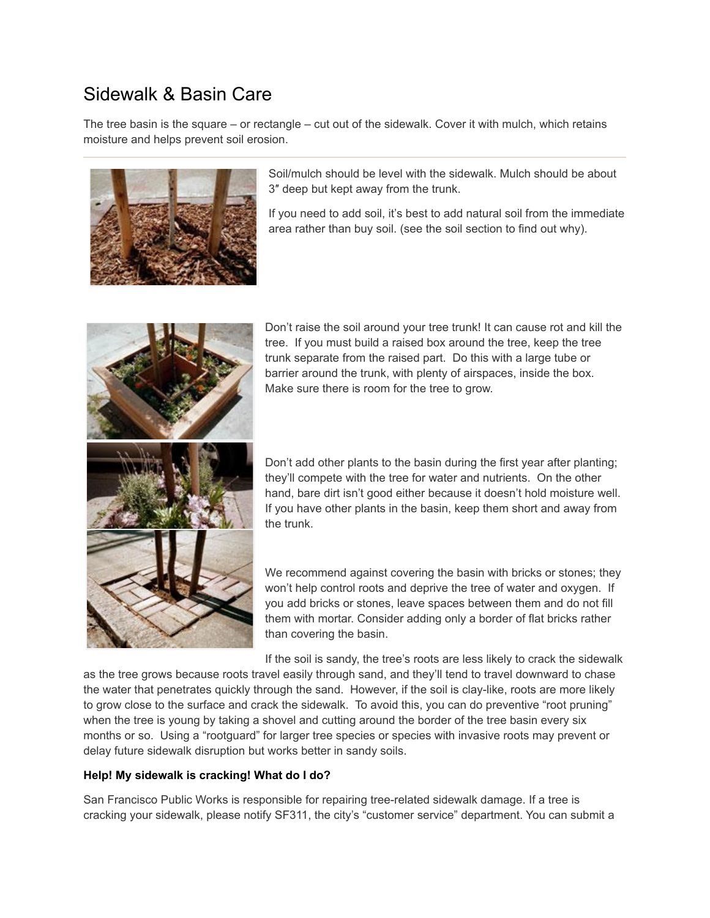# Sidewalk & Basin Care

The tree basin is the square – or rectangle – cut out of the sidewalk. Cover it with mulch, which retains moisture and helps prevent soil erosion.

---

Soil/mulch should be level with the sidewalk. Mulch should be about 3″ deep but kept away from the trunk.

If you need to add soil, it's best to add natural soil from the immediate area rather than buy soil. (see the soil section to find out why).

Don't raise the soil around your tree trunk! It can cause rot and kill the tree. If you must build a raised box around the tree, keep the tree trunk separate from the raised part. Do this with a large tube or barrier around the trunk, with plenty of airspaces, inside the box. Make sure there is room for the tree to grow.

Don't add other plants to the basin during the first year after planting; they'll compete with the tree for water and nutrients. On the other hand, bare dirt isn't good either because it doesn't hold moisture well. If you have other plants in the basin, keep them short and away from the trunk.

We recommend against covering the basin with bricks or stones; they won't help control roots and deprive the tree of water and oxygen. If you add bricks or stones, leave spaces between them and do not fill them with mortar. Consider adding only a border of flat bricks rather than covering the basin.

If the soil is sandy, the tree's roots are less likely to crack the sidewalk as the tree grows because roots travel easily through sand, and they'll tend to travel downward to chase the water that penetrates quickly through the sand. However, if the soil is clay-like, roots are more likely to grow close to the surface and crack the sidewalk. To avoid this, you can do preventive "root pruning" when the tree is young by taking a shovel and cutting around the border of the tree basin every six months or so. Using a "rootguard" for larger tree species or species with invasive roots may prevent or delay future sidewalk disruption but works better in sandy soils.

**Help! My sidewalk is cracking! What do I do?**

San Francisco Public Works is responsible for repairing tree-related sidewalk damage. If a tree is cracking your sidewalk, please notify SF311, the city's "customer service" department. You can submit a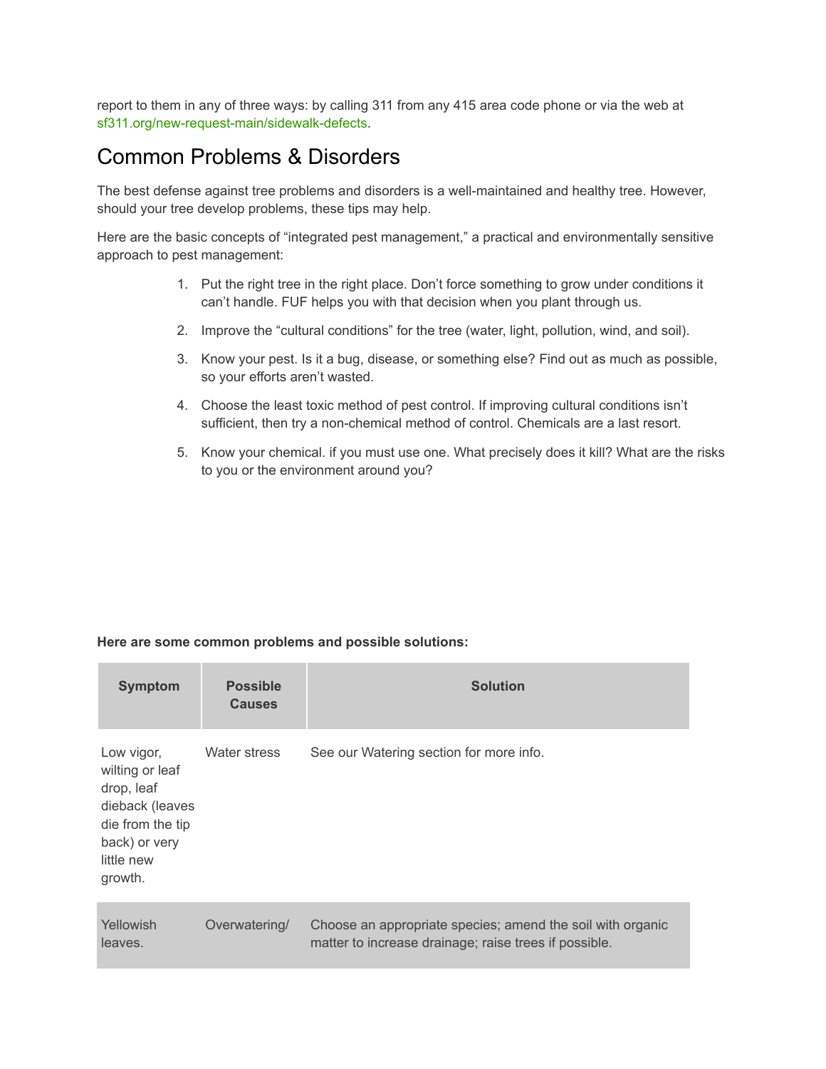report to them in any of three ways: by calling 311 from any 415 area code phone or via the web at sf311.org/new-request-main/sidewalk-defects.

## Common Problems & Disorders

The best defense against tree problems and disorders is a well-maintained and healthy tree. However, should your tree develop problems, these tips may help.

Here are the basic concepts of "integrated pest management," a practical and environmentally sensitive approach to pest management:

1. Put the right tree in the right place. Don't force something to grow under conditions it can't handle. FUF helps you with that decision when you plant through us.
2. Improve the "cultural conditions" for the tree (water, light, pollution, wind, and soil).
3. Know your pest. Is it a bug, disease, or something else? Find out as much as possible, so your efforts aren't wasted.
4. Choose the least toxic method of pest control. If improving cultural conditions isn't sufficient, then try a non-chemical method of control. Chemicals are a last resort.
5. Know your chemical. if you must use one. What precisely does it kill? What are the risks to you or the environment around you?

**Here are some common problems and possible solutions:**

| Symptom | Possible Causes | Solution |
|---|---|---|
| Low vigor, wilting or leaf drop, leaf dieback (leaves die from the tip back) or very little new growth. | Water stress | See our Watering section for more info. |
| Yellowish leaves. | Overwatering/ | Choose an appropriate species; amend the soil with organic matter to increase drainage; raise trees if possible. |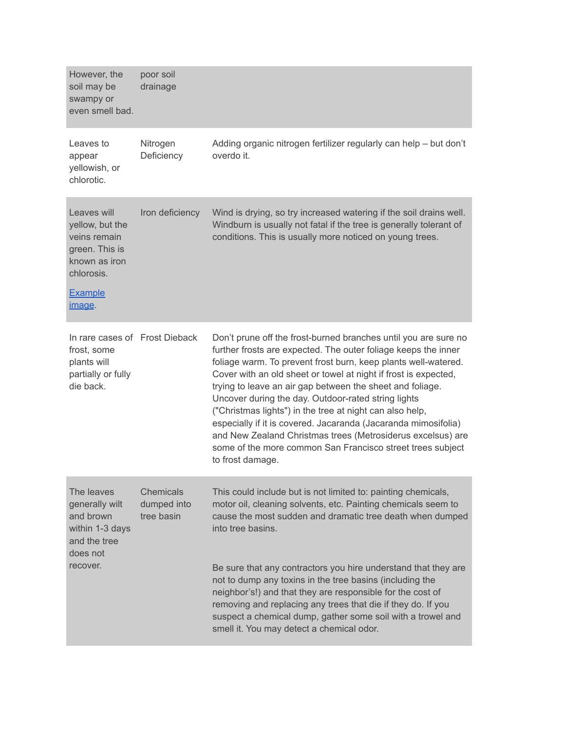| | | |
|---|---|---|
| However, the soil may be swampy or even smell bad. | poor soil drainage | |
| Leaves to appear yellowish, or chlorotic. | Nitrogen Deficiency | Adding organic nitrogen fertilizer regularly can help – but don't overdo it. |
| Leaves will yellow, but the veins remain green. This is known as iron chlorosis. [Example image](). | Iron deficiency | Wind is drying, so try increased watering if the soil drains well. Windburn is usually not fatal if the tree is generally tolerant of conditions. This is usually more noticed on young trees. |
| In rare cases of frost, some plants will partially or fully die back. | Frost Dieback | Don't prune off the frost-burned branches until you are sure no further frosts are expected. The outer foliage keeps the inner foliage warm. To prevent frost burn, keep plants well-watered. Cover with an old sheet or towel at night if frost is expected, trying to leave an air gap between the sheet and foliage. Uncover during the day. Outdoor-rated string lights ("Christmas lights") in the tree at night can also help, especially if it is covered. Jacaranda (Jacaranda mimosifolia) and New Zealand Christmas trees (Metrosiderus excelsus) are some of the more common San Francisco street trees subject to frost damage. |
| The leaves generally wilt and brown within 1-3 days and the tree does not recover. | Chemicals dumped into tree basin | This could include but is not limited to: painting chemicals, motor oil, cleaning solvents, etc. Painting chemicals seem to cause the most sudden and dramatic tree death when dumped into tree basins.<br><br>Be sure that any contractors you hire understand that they are not to dump any toxins in the tree basins (including the neighbor's!) and that they are responsible for the cost of removing and replacing any trees that die if they do. If you suspect a chemical dump, gather some soil with a trowel and smell it. You may detect a chemical odor. |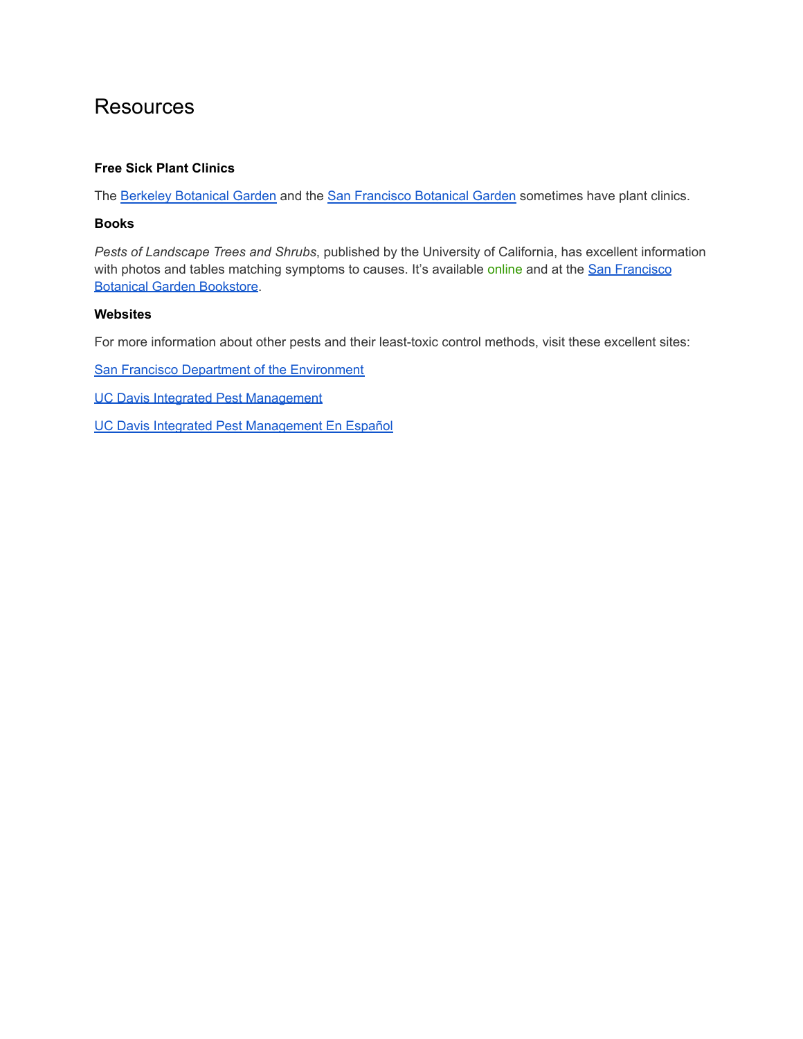# Resources

### Free Sick Plant Clinics

The Berkeley Botanical Garden and the San Francisco Botanical Garden sometimes have plant clinics.

### Books

*Pests of Landscape Trees and Shrubs*, published by the University of California, has excellent information with photos and tables matching symptoms to causes. It's available online and at the San Francisco Botanical Garden Bookstore.

### Websites

For more information about other pests and their least-toxic control methods, visit these excellent sites:

San Francisco Department of the Environment

UC Davis Integrated Pest Management

UC Davis Integrated Pest Management En Español